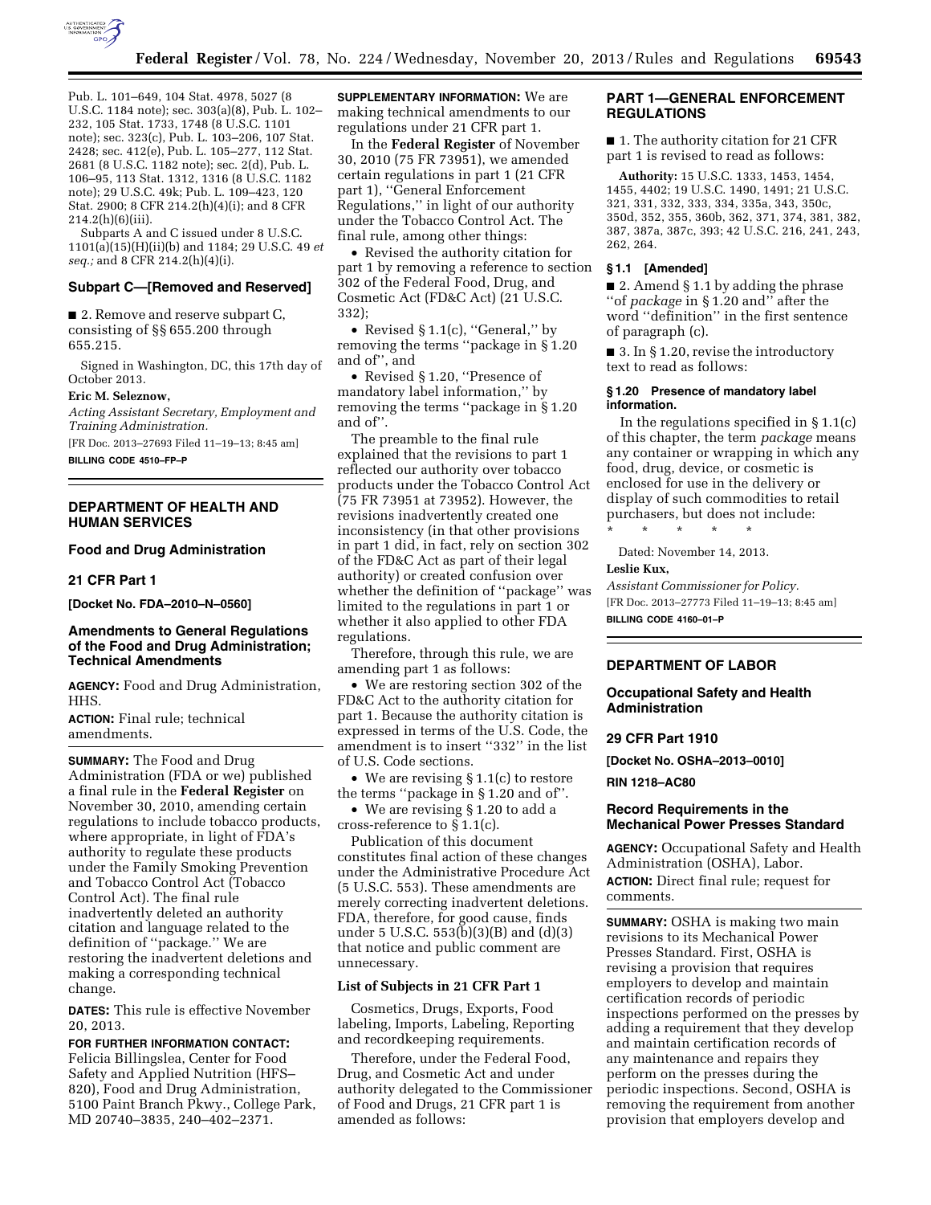Pub. L. 101–649, 104 Stat. 4978, 5027 (8 U.S.C. 1184 note); sec. 303(a)(8), Pub. L. 102–232, 105 Stat. 1733, 1748 (8 U.S.C. 1101 note); sec. 323(c), Pub. L. 103–206, 107 Stat. 2428; sec. 412(e), Pub. L. 105–277, 112 Stat. 2681 (8 U.S.C. 1182 note); sec. 2(d), Pub. L. 106–95, 113 Stat. 1312, 1316 (8 U.S.C. 1182 note); 29 U.S.C. 49k; Pub. L. 109–423, 120 Stat. 2900; 8 CFR 214.2(h)(4)(i); and 8 CFR 214.2(h)(6)(iii).

Subparts A and C issued under 8 U.S.C. 1101(a)(15)(H)(ii)(b) and 1184; 29 U.S.C. 49 *et seq.;* and 8 CFR 214.2(h)(4)(i).

### Subpart C—[Removed and Reserved]

■ 2. Remove and reserve subpart C, consisting of §§ 655.200 through 655.215.

Signed in Washington, DC, this 17th day of October 2013.

**Eric M. Seleznow,**

*Acting Assistant Secretary, Employment and Training Administration.*

[FR Doc. 2013–27693 Filed 11–19–13; 8:45 am]

**BILLING CODE 4510–FP–P**

---

## DEPARTMENT OF HEALTH AND HUMAN SERVICES

### Food and Drug Administration

### 21 CFR Part 1

**[Docket No. FDA–2010–N–0560]**

### Amendments to General Regulations of the Food and Drug Administration; Technical Amendments

**AGENCY:** Food and Drug Administration, HHS.

**ACTION:** Final rule; technical amendments.

**SUMMARY:** The Food and Drug Administration (FDA or we) published a final rule in the **Federal Register** on November 30, 2010, amending certain regulations to include tobacco products, where appropriate, in light of FDA's authority to regulate these products under the Family Smoking Prevention and Tobacco Control Act (Tobacco Control Act). The final rule inadvertently deleted an authority citation and language related to the definition of "package." We are restoring the inadvertent deletions and making a corresponding technical change.

**DATES:** This rule is effective November 20, 2013.

**FOR FURTHER INFORMATION CONTACT:** Felicia Billingslea, Center for Food Safety and Applied Nutrition (HFS–820), Food and Drug Administration, 5100 Paint Branch Pkwy., College Park, MD 20740–3835, 240–402–2371.

**SUPPLEMENTARY INFORMATION:** We are making technical amendments to our regulations under 21 CFR part 1.

In the **Federal Register** of November 30, 2010 (75 FR 73951), we amended certain regulations in part 1 (21 CFR part 1), "General Enforcement Regulations," in light of our authority under the Tobacco Control Act. The final rule, among other things:

- Revised the authority citation for part 1 by removing a reference to section 302 of the Federal Food, Drug, and Cosmetic Act (FD&C Act) (21 U.S.C. 332);
- Revised § 1.1(c), "General," by removing the terms "package in § 1.20 and of", and
- Revised § 1.20, "Presence of mandatory label information," by removing the terms "package in § 1.20 and of".

The preamble to the final rule explained that the revisions to part 1 reflected our authority over tobacco products under the Tobacco Control Act (75 FR 73951 at 73952). However, the revisions inadvertently created one inconsistency (in that other provisions in part 1 did, in fact, rely on section 302 of the FD&C Act as part of their legal authority) or created confusion over whether the definition of "package" was limited to the regulations in part 1 or whether it also applied to other FDA regulations.

Therefore, through this rule, we are amending part 1 as follows:

- We are restoring section 302 of the FD&C Act to the authority citation for part 1. Because the authority citation is expressed in terms of the U.S. Code, the amendment is to insert "332" in the list of U.S. Code sections.
- We are revising § 1.1(c) to restore the terms "package in § 1.20 and of".
- We are revising § 1.20 to add a cross-reference to § 1.1(c).

Publication of this document constitutes final action of these changes under the Administrative Procedure Act (5 U.S.C. 553). These amendments are merely correcting inadvertent deletions. FDA, therefore, for good cause, finds under 5 U.S.C. 553(b)(3)(B) and (d)(3) that notice and public comment are unnecessary.

### List of Subjects in 21 CFR Part 1

Cosmetics, Drugs, Exports, Food labeling, Imports, Labeling, Reporting and recordkeeping requirements.

Therefore, under the Federal Food, Drug, and Cosmetic Act and under authority delegated to the Commissioner of Food and Drugs, 21 CFR part 1 is amended as follows:

### PART 1—GENERAL ENFORCEMENT REGULATIONS

■ 1. The authority citation for 21 CFR part 1 is revised to read as follows:

**Authority:** 15 U.S.C. 1333, 1453, 1454, 1455, 4402; 19 U.S.C. 1490, 1491; 21 U.S.C. 321, 331, 332, 333, 334, 335a, 343, 350c, 350d, 352, 355, 360b, 362, 371, 374, 381, 382, 387, 387a, 387c, 393; 42 U.S.C. 216, 241, 243, 262, 264.

#### § 1.1 [Amended]

■ 2. Amend § 1.1 by adding the phrase "of *package* in § 1.20 and" after the word "definition" in the first sentence of paragraph (c).

■ 3. In § 1.20, revise the introductory text to read as follows:

#### § 1.20 Presence of mandatory label information.

In the regulations specified in § 1.1(c) of this chapter, the term *package* means any container or wrapping in which any food, drug, device, or cosmetic is enclosed for use in the delivery or display of such commodities to retail purchasers, but does not include:

\* \* \* \* \*

Dated: November 14, 2013.

**Leslie Kux,**

*Assistant Commissioner for Policy.*

[FR Doc. 2013–27773 Filed 11–19–13; 8:45 am]

**BILLING CODE 4160–01–P**

---

## DEPARTMENT OF LABOR

### Occupational Safety and Health Administration

### 29 CFR Part 1910

**[Docket No. OSHA–2013–0010]**

**RIN 1218–AC80**

### Record Requirements in the Mechanical Power Presses Standard

**AGENCY:** Occupational Safety and Health Administration (OSHA), Labor.

**ACTION:** Direct final rule; request for comments.

**SUMMARY:** OSHA is making two main revisions to its Mechanical Power Presses Standard. First, OSHA is revising a provision that requires employers to develop and maintain certification records of periodic inspections performed on the presses by adding a requirement that they develop and maintain certification records of any maintenance and repairs they perform on the presses during the periodic inspections. Second, OSHA is removing the requirement from another provision that employers develop and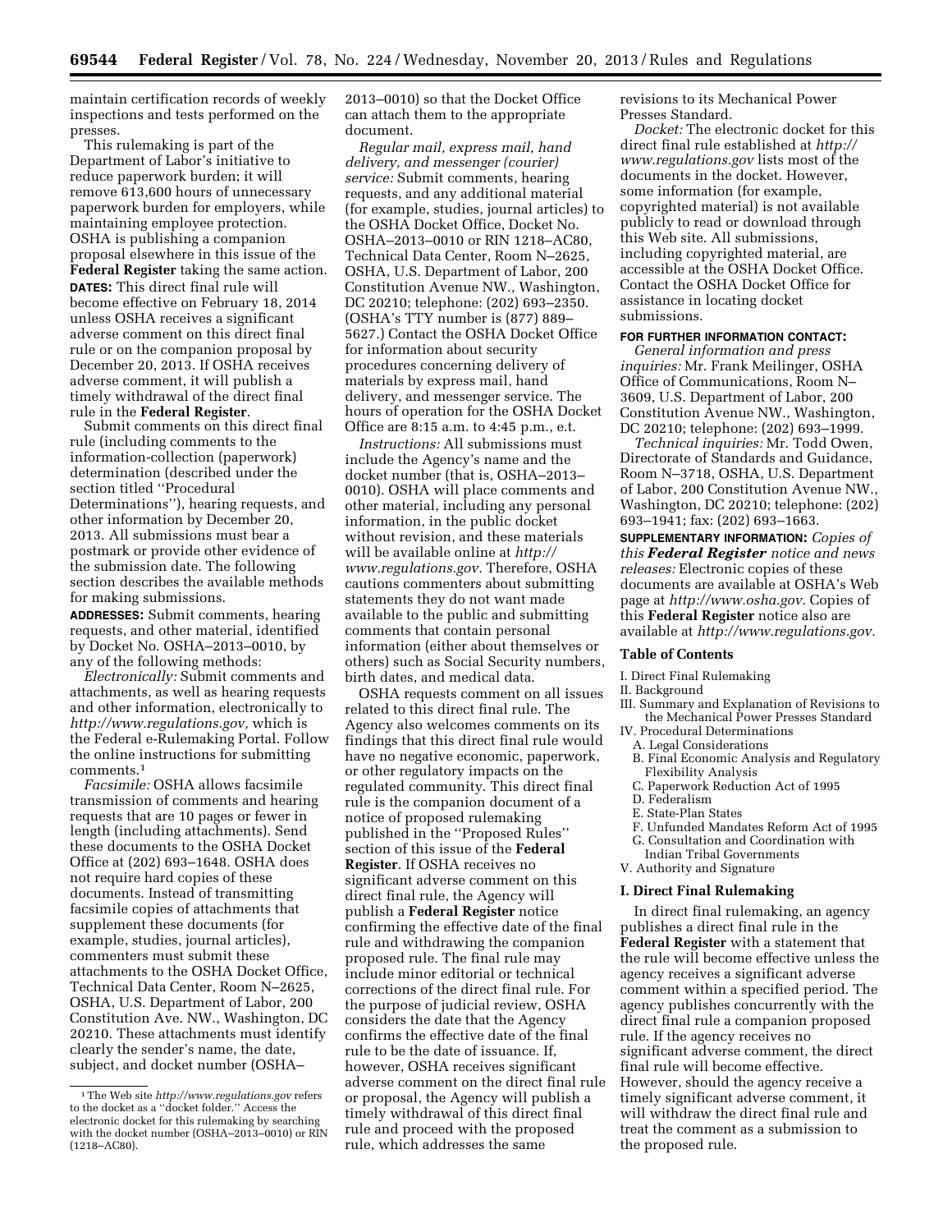maintain certification records of weekly inspections and tests performed on the presses.

This rulemaking is part of the Department of Labor's initiative to reduce paperwork burden; it will remove 613,600 hours of unnecessary paperwork burden for employers, while maintaining employee protection. OSHA is publishing a companion proposal elsewhere in this issue of the **Federal Register** taking the same action.

**DATES:** This direct final rule will become effective on February 18, 2014 unless OSHA receives a significant adverse comment on this direct final rule or on the companion proposal by December 20, 2013. If OSHA receives adverse comment, it will publish a timely withdrawal of the direct final rule in the **Federal Register**.

Submit comments on this direct final rule (including comments to the information-collection (paperwork) determination (described under the section titled ''Procedural Determinations''), hearing requests, and other information by December 20, 2013. All submissions must bear a postmark or provide other evidence of the submission date. The following section describes the available methods for making submissions.

**ADDRESSES:** Submit comments, hearing requests, and other material, identified by Docket No. OSHA–2013–0010, by any of the following methods:

*Electronically:* Submit comments and attachments, as well as hearing requests and other information, electronically to *http://www.regulations.gov,* which is the Federal e-Rulemaking Portal. Follow the online instructions for submitting comments.[1]

*Facsimile:* OSHA allows facsimile transmission of comments and hearing requests that are 10 pages or fewer in length (including attachments). Send these documents to the OSHA Docket Office at (202) 693–1648. OSHA does not require hard copies of these documents. Instead of transmitting facsimile copies of attachments that supplement these documents (for example, studies, journal articles), commenters must submit these attachments to the OSHA Docket Office, Technical Data Center, Room N–2625, OSHA, U.S. Department of Labor, 200 Constitution Ave. NW., Washington, DC 20210. These attachments must identify clearly the sender's name, the date, subject, and docket number (OSHA–2013–0010) so that the Docket Office can attach them to the appropriate document.

*Regular mail, express mail, hand delivery, and messenger (courier) service:* Submit comments, hearing requests, and any additional material (for example, studies, journal articles) to the OSHA Docket Office, Docket No. OSHA–2013–0010 or RIN 1218–AC80, Technical Data Center, Room N–2625, OSHA, U.S. Department of Labor, 200 Constitution Avenue NW., Washington, DC 20210; telephone: (202) 693–2350. (OSHA's TTY number is (877) 889–5627.) Contact the OSHA Docket Office for information about security procedures concerning delivery of materials by express mail, hand delivery, and messenger service. The hours of operation for the OSHA Docket Office are 8:15 a.m. to 4:45 p.m., e.t.

*Instructions:* All submissions must include the Agency's name and the docket number (that is, OSHA–2013–0010). OSHA will place comments and other material, including any personal information, in the public docket without revision, and these materials will be available online at *http://www.regulations.gov.* Therefore, OSHA cautions commenters about submitting statements they do not want made available to the public and submitting comments that contain personal information (either about themselves or others) such as Social Security numbers, birth dates, and medical data.

OSHA requests comment on all issues related to this direct final rule. The Agency also welcomes comments on its findings that this direct final rule would have no negative economic, paperwork, or other regulatory impacts on the regulated community. This direct final rule is the companion document of a notice of proposed rulemaking published in the ''Proposed Rules'' section of this issue of the **Federal Register**. If OSHA receives no significant adverse comment on this direct final rule, the Agency will publish a **Federal Register** notice confirming the effective date of the final rule and withdrawing the companion proposed rule. The final rule may include minor editorial or technical corrections of the direct final rule. For the purpose of judicial review, OSHA considers the date that the Agency confirms the effective date of the final rule to be the date of issuance. If, however, OSHA receives significant adverse comment on the direct final rule or proposal, the Agency will publish a timely withdrawal of this direct final rule and proceed with the proposed rule, which addresses the same revisions to its Mechanical Power Presses Standard.

*Docket:* The electronic docket for this direct final rule established at *http://www.regulations.gov* lists most of the documents in the docket. However, some information (for example, copyrighted material) is not available publicly to read or download through this Web site. All submissions, including copyrighted material, are accessible at the OSHA Docket Office. Contact the OSHA Docket Office for assistance in locating docket submissions.

**FOR FURTHER INFORMATION CONTACT:**

*General information and press inquiries:* Mr. Frank Meilinger, OSHA Office of Communications, Room N–3609, U.S. Department of Labor, 200 Constitution Avenue NW., Washington, DC 20210; telephone: (202) 693–1999.

*Technical inquiries:* Mr. Todd Owen, Directorate of Standards and Guidance, Room N–3718, OSHA, U.S. Department of Labor, 200 Constitution Avenue NW., Washington, DC 20210; telephone: (202) 693–1941; fax: (202) 693–1663.

**SUPPLEMENTARY INFORMATION:** *Copies of this **Federal Register** notice and news releases:* Electronic copies of these documents are available at OSHA's Web page at *http://www.osha.gov.* Copies of this **Federal Register** notice also are available at *http://www.regulations.gov.*

## Table of Contents

I. Direct Final Rulemaking
II. Background
III. Summary and Explanation of Revisions to the Mechanical Power Presses Standard
IV. Procedural Determinations
  A. Legal Considerations
  B. Final Economic Analysis and Regulatory Flexibility Analysis
  C. Paperwork Reduction Act of 1995
  D. Federalism
  E. State-Plan States
  F. Unfunded Mandates Reform Act of 1995
  G. Consultation and Coordination with Indian Tribal Governments
V. Authority and Signature

## I. Direct Final Rulemaking

In direct final rulemaking, an agency publishes a direct final rule in the **Federal Register** with a statement that the rule will become effective unless the agency receives a significant adverse comment within a specified period. The agency publishes concurrently with the direct final rule a companion proposed rule. If the agency receives no significant adverse comment, the direct final rule will become effective. However, should the agency receive a timely significant adverse comment, it will withdraw the direct final rule and treat the comment as a submission to the proposed rule.

---

[1] The Web site *http://www.regulations.gov* refers to the docket as a ''docket folder.'' Access the electronic docket for this rulemaking by searching with the docket number (OSHA–2013–0010) or RIN (1218–AC80).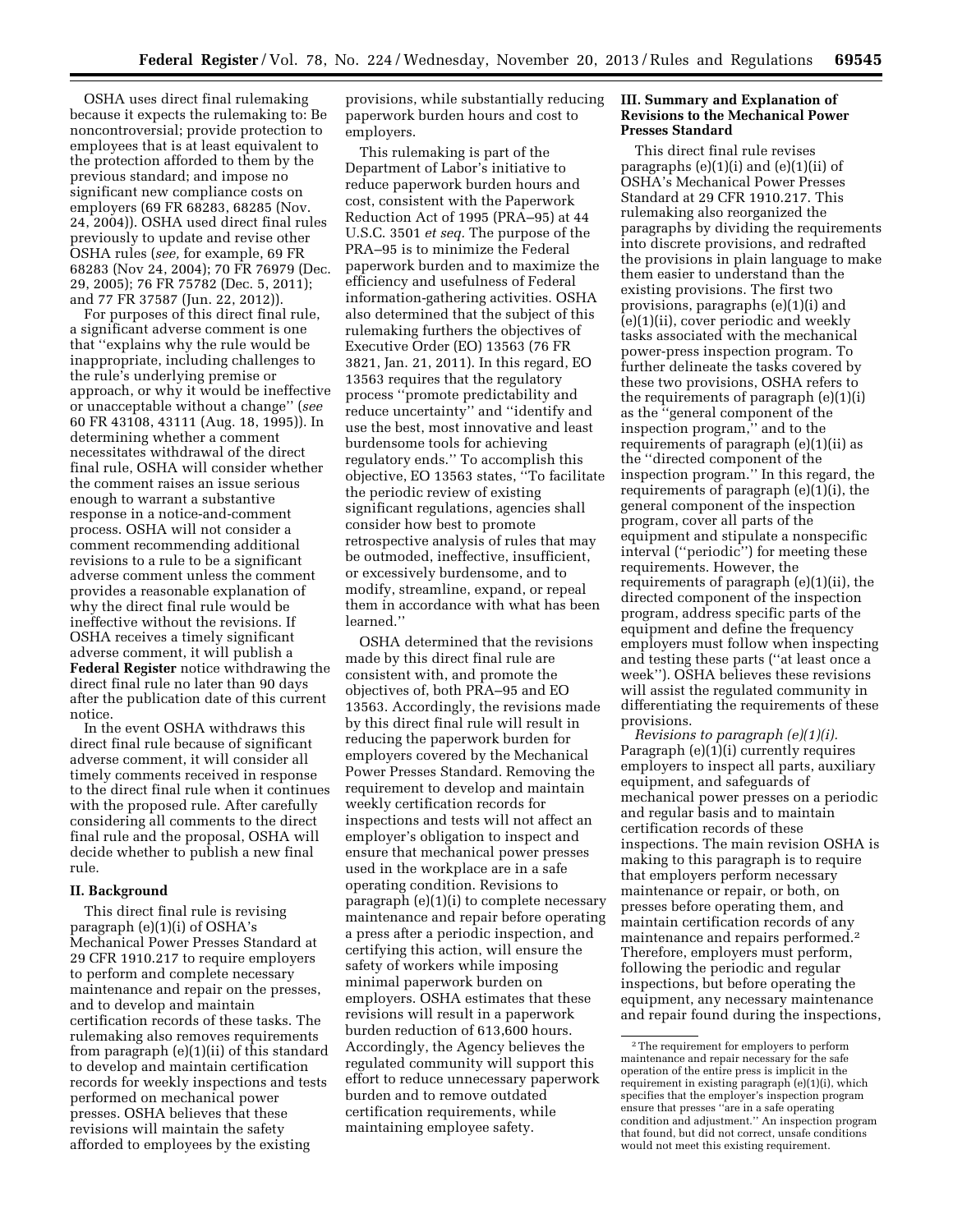OSHA uses direct final rulemaking because it expects the rulemaking to: Be noncontroversial; provide protection to employees that is at least equivalent to the protection afforded to them by the previous standard; and impose no significant new compliance costs on employers (69 FR 68283, 68285 (Nov. 24, 2004)). OSHA used direct final rules previously to update and revise other OSHA rules (*see,* for example, 69 FR 68283 (Nov 24, 2004); 70 FR 76979 (Dec. 29, 2005); 76 FR 75782 (Dec. 5, 2011); and 77 FR 37587 (Jun. 22, 2012)).

For purposes of this direct final rule, a significant adverse comment is one that ''explains why the rule would be inappropriate, including challenges to the rule's underlying premise or approach, or why it would be ineffective or unacceptable without a change'' (*see* 60 FR 43108, 43111 (Aug. 18, 1995)). In determining whether a comment necessitates withdrawal of the direct final rule, OSHA will consider whether the comment raises an issue serious enough to warrant a substantive response in a notice-and-comment process. OSHA will not consider a comment recommending additional revisions to a rule to be a significant adverse comment unless the comment provides a reasonable explanation of why the direct final rule would be ineffective without the revisions. If OSHA receives a timely significant adverse comment, it will publish a **Federal Register** notice withdrawing the direct final rule no later than 90 days after the publication date of this current notice.

In the event OSHA withdraws this direct final rule because of significant adverse comment, it will consider all timely comments received in response to the direct final rule when it continues with the proposed rule. After carefully considering all comments to the direct final rule and the proposal, OSHA will decide whether to publish a new final rule.

## II. Background

This direct final rule is revising paragraph (e)(1)(i) of OSHA's Mechanical Power Presses Standard at 29 CFR 1910.217 to require employers to perform and complete necessary maintenance and repair on the presses, and to develop and maintain certification records of these tasks. The rulemaking also removes requirements from paragraph (e)(1)(ii) of this standard to develop and maintain certification records for weekly inspections and tests performed on mechanical power presses. OSHA believes that these revisions will maintain the safety afforded to employees by the existing provisions, while substantially reducing paperwork burden hours and cost to employers.

This rulemaking is part of the Department of Labor's initiative to reduce paperwork burden hours and cost, consistent with the Paperwork Reduction Act of 1995 (PRA–95) at 44 U.S.C. 3501 *et seq.* The purpose of the PRA–95 is to minimize the Federal paperwork burden and to maximize the efficiency and usefulness of Federal information-gathering activities. OSHA also determined that the subject of this rulemaking furthers the objectives of Executive Order (EO) 13563 (76 FR 3821, Jan. 21, 2011). In this regard, EO 13563 requires that the regulatory process ''promote predictability and reduce uncertainty'' and ''identify and use the best, most innovative and least burdensome tools for achieving regulatory ends.'' To accomplish this objective, EO 13563 states, ''To facilitate the periodic review of existing significant regulations, agencies shall consider how best to promote retrospective analysis of rules that may be outmoded, ineffective, insufficient, or excessively burdensome, and to modify, streamline, expand, or repeal them in accordance with what has been learned.''

OSHA determined that the revisions made by this direct final rule are consistent with, and promote the objectives of, both PRA–95 and EO 13563. Accordingly, the revisions made by this direct final rule will result in reducing the paperwork burden for employers covered by the Mechanical Power Presses Standard. Removing the requirement to develop and maintain weekly certification records for inspections and tests will not affect an employer's obligation to inspect and ensure that mechanical power presses used in the workplace are in a safe operating condition. Revisions to paragraph (e)(1)(i) to complete necessary maintenance and repair before operating a press after a periodic inspection, and certifying this action, will ensure the safety of workers while imposing minimal paperwork burden on employers. OSHA estimates that these revisions will result in a paperwork burden reduction of 613,600 hours. Accordingly, the Agency believes the regulated community will support this effort to reduce unnecessary paperwork burden and to remove outdated certification requirements, while maintaining employee safety.

## III. Summary and Explanation of Revisions to the Mechanical Power Presses Standard

This direct final rule revises paragraphs (e)(1)(i) and (e)(1)(ii) of OSHA's Mechanical Power Presses Standard at 29 CFR 1910.217. This rulemaking also reorganized the paragraphs by dividing the requirements into discrete provisions, and redrafted the provisions in plain language to make them easier to understand than the existing provisions. The first two provisions, paragraphs (e)(1)(i) and (e)(1)(ii), cover periodic and weekly tasks associated with the mechanical power-press inspection program. To further delineate the tasks covered by these two provisions, OSHA refers to the requirements of paragraph (e)(1)(i) as the ''general component of the inspection program,'' and to the requirements of paragraph (e)(1)(ii) as the ''directed component of the inspection program.'' In this regard, the requirements of paragraph (e)(1)(i), the general component of the inspection program, cover all parts of the equipment and stipulate a nonspecific interval (''periodic'') for meeting these requirements. However, the requirements of paragraph (e)(1)(ii), the directed component of the inspection program, address specific parts of the equipment and define the frequency employers must follow when inspecting and testing these parts (''at least once a week''). OSHA believes these revisions will assist the regulated community in differentiating the requirements of these provisions.

*Revisions to paragraph (e)(1)(i).* Paragraph (e)(1)(i) currently requires employers to inspect all parts, auxiliary equipment, and safeguards of mechanical power presses on a periodic and regular basis and to maintain certification records of these inspections. The main revision OSHA is making to this paragraph is to require that employers perform necessary maintenance or repair, or both, on presses before operating them, and maintain certification records of any maintenance and repairs performed.[2] Therefore, employers must perform, following the periodic and regular inspections, but before operating the equipment, any necessary maintenance and repair found during the inspections,

[2] The requirement for employers to perform maintenance and repair necessary for the safe operation of the entire press is implicit in the requirement in existing paragraph (e)(1)(i), which specifies that the employer's inspection program ensure that presses ''are in a safe operating condition and adjustment.'' An inspection program that found, but did not correct, unsafe conditions would not meet this existing requirement.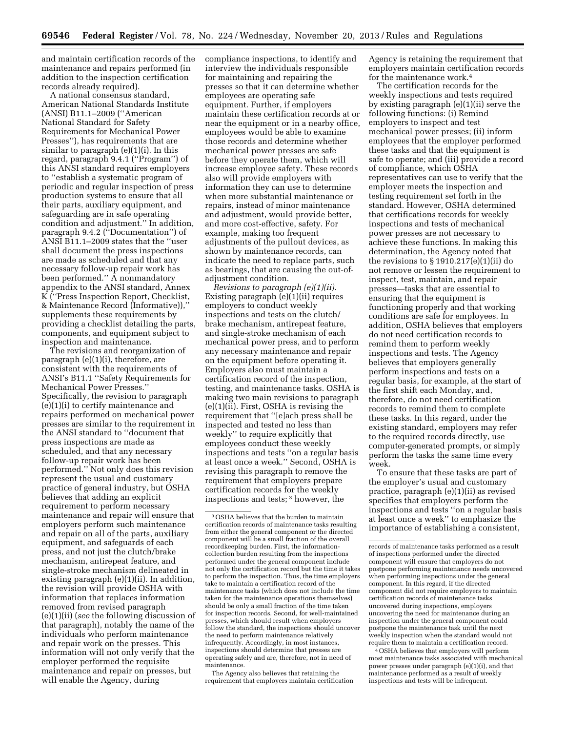and maintain certification records of the maintenance and repairs performed (in addition to the inspection certification records already required).

A national consensus standard, American National Standards Institute (ANSI) B11.1–2009 (''American National Standard for Safety Requirements for Mechanical Power Presses''), has requirements that are similar to paragraph (e)(1)(i). In this regard, paragraph 9.4.1 (''Program'') of this ANSI standard requires employers to ''establish a systematic program of periodic and regular inspection of press production systems to ensure that all their parts, auxiliary equipment, and safeguarding are in safe operating condition and adjustment.'' In addition, paragraph 9.4.2 (''Documentation'') of ANSI B11.1–2009 states that the ''user shall document the press inspections are made as scheduled and that any necessary follow-up repair work has been performed.'' A nonmandatory appendix to the ANSI standard, Annex K (''Press Inspection Report, Checklist, & Maintenance Record (Informative)),'' supplements these requirements by providing a checklist detailing the parts, components, and equipment subject to inspection and maintenance.

The revisions and reorganization of paragraph (e)(1)(i), therefore, are consistent with the requirements of ANSI's B11.1 ''Safety Requirements for Mechanical Power Presses.'' Specifically, the revision to paragraph (e)(1)(i) to certify maintenance and repairs performed on mechanical power presses are similar to the requirement in the ANSI standard to ''document that press inspections are made as scheduled, and that any necessary follow-up repair work has been performed.'' Not only does this revision represent the usual and customary practice of general industry, but OSHA believes that adding an explicit requirement to perform necessary maintenance and repair will ensure that employers perform such maintenance and repair on all of the parts, auxiliary equipment, and safeguards of each press, and not just the clutch/brake mechanism, antirepeat feature, and single-stroke mechanism delineated in existing paragraph (e)(1)(ii). In addition, the revision will provide OSHA with information that replaces information removed from revised paragraph (e)(1)(ii) (*see* the following discussion of that paragraph), notably the name of the individuals who perform maintenance and repair work on the presses. This information will not only verify that the employer performed the requisite maintenance and repair on presses, but will enable the Agency, during compliance inspections, to identify and interview the individuals responsible for maintaining and repairing the presses so that it can determine whether employees are operating safe equipment. Further, if employers maintain these certification records at or near the equipment or in a nearby office, employees would be able to examine those records and determine whether mechanical power presses are safe before they operate them, which will increase employee safety. These records also will provide employers with information they can use to determine when more substantial maintenance or repairs, instead of minor maintenance and adjustment, would provide better, and more cost-effective, safety. For example, making too frequent adjustments of the pullout devices, as shown by maintenance records, can indicate the need to replace parts, such as bearings, that are causing the out-of-adjustment condition.

*Revisions to paragraph (e)(1)(ii).* Existing paragraph (e)(1)(ii) requires employers to conduct weekly inspections and tests on the clutch/brake mechanism, antirepeat feature, and single-stroke mechanism of each mechanical power press, and to perform any necessary maintenance and repair on the equipment before operating it. Employers also must maintain a certification record of the inspection, testing, and maintenance tasks. OSHA is making two main revisions to paragraph (e)(1)(ii). First, OSHA is revising the requirement that ''[e]ach press shall be inspected and tested no less than weekly'' to require explicitly that employees conduct these weekly inspections and tests ''on a regular basis at least once a week.'' Second, OSHA is revising this paragraph to remove the requirement that employers prepare certification records for the weekly inspections and tests;[3] however, the Agency is retaining the requirement that employers maintain certification records for the maintenance work.[4]

The certification records for the weekly inspections and tests required by existing paragraph (e)(1)(ii) serve the following functions: (i) Remind employers to inspect and test mechanical power presses; (ii) inform employees that the employer performed these tasks and that the equipment is safe to operate; and (iii) provide a record of compliance, which OSHA representatives can use to verify that the employer meets the inspection and testing requirement set forth in the standard. However, OSHA determined that certifications records for weekly inspections and tests of mechanical power presses are not necessary to achieve these functions. In making this determination, the Agency noted that the revisions to § 1910.217(e)(1)(ii) do not remove or lessen the requirement to inspect, test, maintain, and repair presses—tasks that are essential to ensuring that the equipment is functioning properly and that working conditions are safe for employees. In addition, OSHA believes that employers do not need certification records to remind them to perform weekly inspections and tests. The Agency believes that employers generally perform inspections and tests on a regular basis, for example, at the start of the first shift each Monday, and, therefore, do not need certification records to remind them to complete these tasks. In this regard, under the existing standard, employers may refer to the required records directly, use computer-generated prompts, or simply perform the tasks the same time every week.

To ensure that these tasks are part of the employer's usual and customary practice, paragraph (e)(1)(ii) as revised specifies that employers perform the inspections and tests ''on a regular basis at least once a week'' to emphasize the importance of establishing a consistent,

---

[3] OSHA believes that the burden to maintain certification records of maintenance tasks resulting from either the general component or the directed component will be a small fraction of the overall recordkeeping burden. First, the information-collection burden resulting from the inspections performed under the general component include not only the certification record but the time it takes to perform the inspection. Thus, the time employers take to maintain a certification record of the maintenance tasks (which does not include the time taken for the maintenance operations themselves) should be only a small fraction of the time taken for inspection records. Second, for well-maintained presses, which should result when employers follow the standard, the inspections should uncover the need to perform maintenance relatively infrequently. Accordingly, in most instances, inspections should determine that presses are operating safely and are, therefore, not in need of maintenance.

The Agency also believes that retaining the requirement that employers maintain certification records of maintenance tasks performed as a result of inspections performed under the directed component will ensure that employers do not postpone performing maintenance needs uncovered when performing inspections under the general component. In this regard, if the directed component did not require employers to maintain certification records of maintenance tasks uncovered during inspections, employers uncovering the need for maintenance during an inspection under the general component could postpone the maintenance task until the next weekly inspection when the standard would not require them to maintain a certification record.

[4] OSHA believes that employers will perform most maintenance tasks associated with mechanical power presses under paragraph (e)(1)(i), and that maintenance performed as a result of weekly inspections and tests will be infrequent.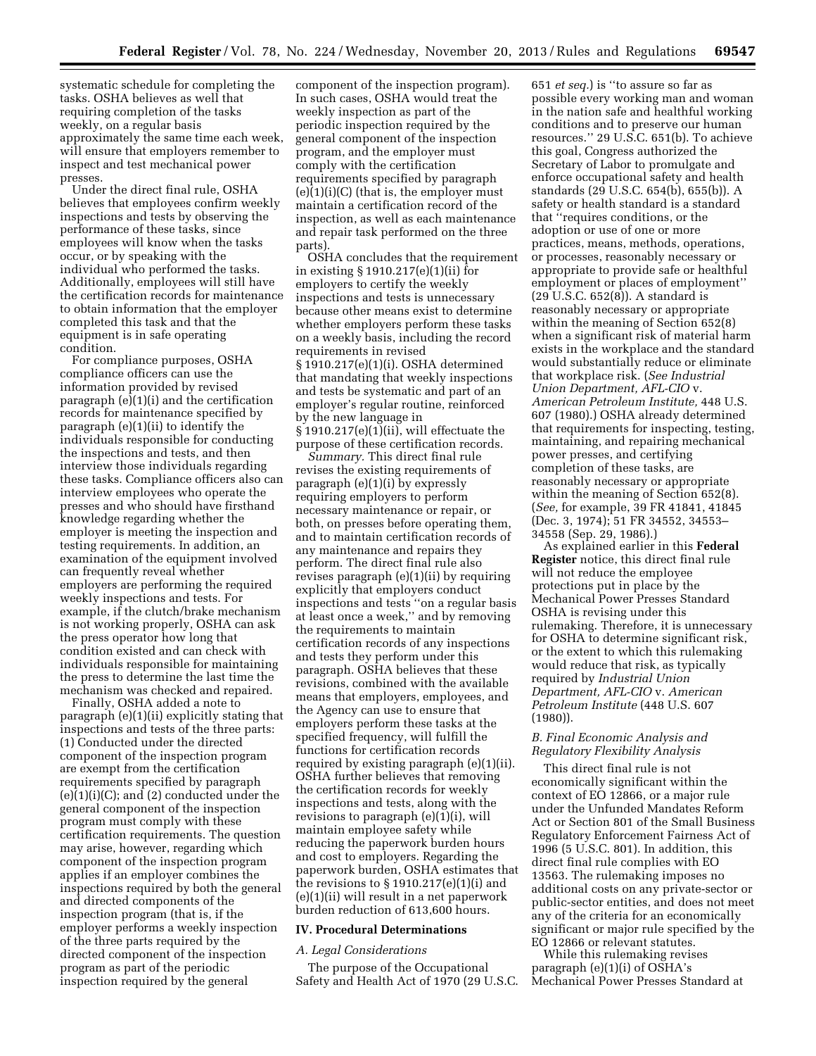systematic schedule for completing the tasks. OSHA believes as well that requiring completion of the tasks weekly, on a regular basis approximately the same time each week, will ensure that employers remember to inspect and test mechanical power presses.

Under the direct final rule, OSHA believes that employees confirm weekly inspections and tests by observing the performance of these tasks, since employees will know when the tasks occur, or by speaking with the individual who performed the tasks. Additionally, employees will still have the certification records for maintenance to obtain information that the employer completed this task and that the equipment is in safe operating condition.

For compliance purposes, OSHA compliance officers can use the information provided by revised paragraph (e)(1)(i) and the certification records for maintenance specified by paragraph (e)(1)(ii) to identify the individuals responsible for conducting the inspections and tests, and then interview those individuals regarding these tasks. Compliance officers also can interview employees who operate the presses and who should have firsthand knowledge regarding whether the employer is meeting the inspection and testing requirements. In addition, an examination of the equipment involved can frequently reveal whether employers are performing the required weekly inspections and tests. For example, if the clutch/brake mechanism is not working properly, OSHA can ask the press operator how long that condition existed and can check with individuals responsible for maintaining the press to determine the last time the mechanism was checked and repaired.

Finally, OSHA added a note to paragraph (e)(1)(ii) explicitly stating that inspections and tests of the three parts: (1) Conducted under the directed component of the inspection program are exempt from the certification requirements specified by paragraph (e)(1)(i)(C); and (2) conducted under the general component of the inspection program must comply with these certification requirements. The question may arise, however, regarding which component of the inspection program applies if an employer combines the inspections required by both the general and directed components of the inspection program (that is, if the employer performs a weekly inspection of the three parts required by the directed component of the inspection program as part of the periodic inspection required by the general component of the inspection program). In such cases, OSHA would treat the weekly inspection as part of the periodic inspection required by the general component of the inspection program, and the employer must comply with the certification requirements specified by paragraph (e)(1)(i)(C) (that is, the employer must maintain a certification record of the inspection, as well as each maintenance and repair task performed on the three parts).

OSHA concludes that the requirement in existing § 1910.217(e)(1)(ii) for employers to certify the weekly inspections and tests is unnecessary because other means exist to determine whether employers perform these tasks on a weekly basis, including the record requirements in revised § 1910.217(e)(1)(i). OSHA determined that mandating that weekly inspections and tests be systematic and part of an employer's regular routine, reinforced by the new language in § 1910.217(e)(1)(ii), will effectuate the purpose of these certification records.

*Summary.* This direct final rule revises the existing requirements of paragraph (e)(1)(i) by expressly requiring employers to perform necessary maintenance or repair, or both, on presses before operating them, and to maintain certification records of any maintenance and repairs they perform. The direct final rule also revises paragraph (e)(1)(ii) by requiring explicitly that employers conduct inspections and tests "on a regular basis at least once a week," and by removing the requirements to maintain certification records of any inspections and tests they perform under this paragraph. OSHA believes that these revisions, combined with the available means that employers, employees, and the Agency can use to ensure that employers perform these tasks at the specified frequency, will fulfill the functions for certification records required by existing paragraph (e)(1)(ii). OSHA further believes that removing the certification records for weekly inspections and tests, along with the revisions to paragraph (e)(1)(i), will maintain employee safety while reducing the paperwork burden hours and cost to employers. Regarding the paperwork burden, OSHA estimates that the revisions to § 1910.217(e)(1)(i) and (e)(1)(ii) will result in a net paperwork burden reduction of 613,600 hours.

## IV. Procedural Determinations

### *A. Legal Considerations*

The purpose of the Occupational Safety and Health Act of 1970 (29 U.S.C. 651 *et seq.*) is "to assure so far as possible every working man and woman in the nation safe and healthful working conditions and to preserve our human resources." 29 U.S.C. 651(b). To achieve this goal, Congress authorized the Secretary of Labor to promulgate and enforce occupational safety and health standards (29 U.S.C. 654(b), 655(b)). A safety or health standard is a standard that "requires conditions, or the adoption or use of one or more practices, means, methods, operations, or processes, reasonably necessary or appropriate to provide safe or healthful employment or places of employment" (29 U.S.C. 652(8)). A standard is reasonably necessary or appropriate within the meaning of Section 652(8) when a significant risk of material harm exists in the workplace and the standard would substantially reduce or eliminate that workplace risk. (*See Industrial Union Department, AFL-CIO* v. *American Petroleum Institute,* 448 U.S. 607 (1980).) OSHA already determined that requirements for inspecting, testing, maintaining, and repairing mechanical power presses, and certifying completion of these tasks, are reasonably necessary or appropriate within the meaning of Section 652(8). (*See,* for example, 39 FR 41841, 41845 (Dec. 3, 1974); 51 FR 34552, 34553–34558 (Sep. 29, 1986).)

As explained earlier in this **Federal Register** notice, this direct final rule will not reduce the employee protections put in place by the Mechanical Power Presses Standard OSHA is revising under this rulemaking. Therefore, it is unnecessary for OSHA to determine significant risk, or the extent to which this rulemaking would reduce that risk, as typically required by *Industrial Union Department, AFL-CIO* v. *American Petroleum Institute* (448 U.S. 607 (1980)).

### *B. Final Economic Analysis and Regulatory Flexibility Analysis*

This direct final rule is not economically significant within the context of EO 12866, or a major rule under the Unfunded Mandates Reform Act or Section 801 of the Small Business Regulatory Enforcement Fairness Act of 1996 (5 U.S.C. 801). In addition, this direct final rule complies with EO 13563. The rulemaking imposes no additional costs on any private-sector or public-sector entities, and does not meet any of the criteria for an economically significant or major rule specified by the EO 12866 or relevant statutes.

While this rulemaking revises paragraph (e)(1)(i) of OSHA's Mechanical Power Presses Standard at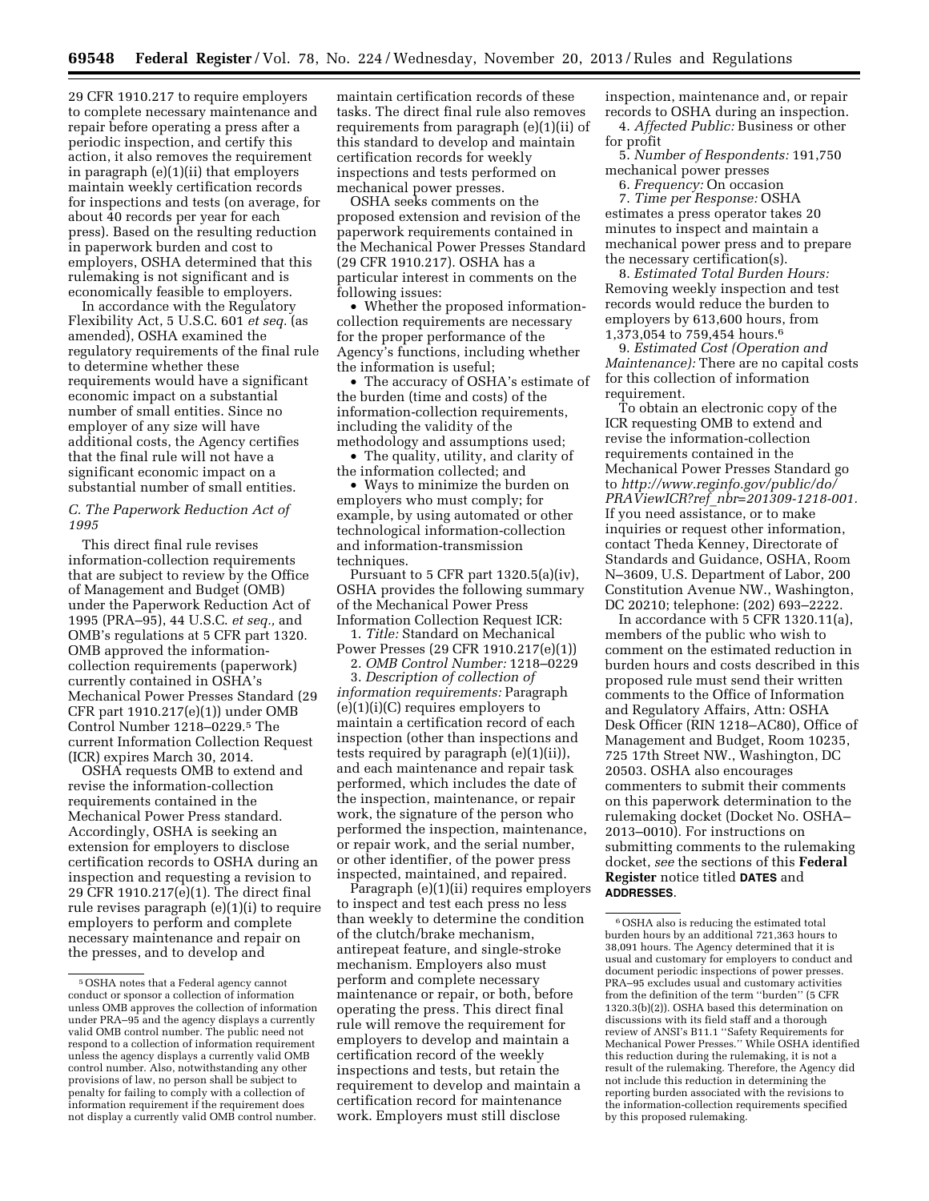29 CFR 1910.217 to require employers to complete necessary maintenance and repair before operating a press after a periodic inspection, and certify this action, it also removes the requirement in paragraph (e)(1)(ii) that employers maintain weekly certification records for inspections and tests (on average, for about 40 records per year for each press). Based on the resulting reduction in paperwork burden and cost to employers, OSHA determined that this rulemaking is not significant and is economically feasible to employers.

In accordance with the Regulatory Flexibility Act, 5 U.S.C. 601 *et seq.* (as amended), OSHA examined the regulatory requirements of the final rule to determine whether these requirements would have a significant economic impact on a substantial number of small entities. Since no employer of any size will have additional costs, the Agency certifies that the final rule will not have a significant economic impact on a substantial number of small entities.

### *C. The Paperwork Reduction Act of 1995*

This direct final rule revises information-collection requirements that are subject to review by the Office of Management and Budget (OMB) under the Paperwork Reduction Act of 1995 (PRA–95), 44 U.S.C. *et seq.,* and OMB's regulations at 5 CFR part 1320. OMB approved the information-collection requirements (paperwork) currently contained in OSHA's Mechanical Power Presses Standard (29 CFR part 1910.217(e)(1)) under OMB Control Number 1218–0229.[5] The current Information Collection Request (ICR) expires March 30, 2014.

OSHA requests OMB to extend and revise the information-collection requirements contained in the Mechanical Power Press standard. Accordingly, OSHA is seeking an extension for employers to disclose certification records to OSHA during an inspection and requesting a revision to 29 CFR 1910.217(e)(1). The direct final rule revises paragraph (e)(1)(i) to require employers to perform and complete necessary maintenance and repair on the presses, and to develop and maintain certification records of these tasks. The direct final rule also removes requirements from paragraph (e)(1)(ii) of this standard to develop and maintain certification records for weekly inspections and tests performed on mechanical power presses.

OSHA seeks comments on the proposed extension and revision of the paperwork requirements contained in the Mechanical Power Presses Standard (29 CFR 1910.217). OSHA has a particular interest in comments on the following issues:

- Whether the proposed information-collection requirements are necessary for the proper performance of the Agency's functions, including whether the information is useful;
- The accuracy of OSHA's estimate of the burden (time and costs) of the information-collection requirements, including the validity of the methodology and assumptions used;
- The quality, utility, and clarity of the information collected; and
- Ways to minimize the burden on employers who must comply; for example, by using automated or other technological information-collection and information-transmission techniques.

Pursuant to 5 CFR part 1320.5(a)(iv), OSHA provides the following summary of the Mechanical Power Press Information Collection Request ICR:

1. *Title:* Standard on Mechanical Power Presses (29 CFR 1910.217(e)(1))
2. *OMB Control Number:* 1218–0229
3. *Description of collection of information requirements:* Paragraph (e)(1)(i)(C) requires employers to maintain a certification record of each inspection (other than inspections and tests required by paragraph (e)(1)(ii)), and each maintenance and repair task performed, which includes the date of the inspection, maintenance, or repair work, the signature of the person who performed the inspection, maintenance, or repair work, and the serial number, or other identifier, of the power press inspected, maintained, and repaired.

Paragraph (e)(1)(ii) requires employers to inspect and test each press no less than weekly to determine the condition of the clutch/brake mechanism, antirepeat feature, and single-stroke mechanism. Employers also must perform and complete necessary maintenance or repair, or both, before operating the press. This direct final rule will remove the requirement for employers to develop and maintain a certification record of the weekly inspections and tests, but retain the requirement to develop and maintain a certification record for maintenance work. Employers must still disclose inspection, maintenance and, or repair records to OSHA during an inspection.

4. *Affected Public:* Business or other for profit
5. *Number of Respondents:* 191,750 mechanical power presses
6. *Frequency:* On occasion
7. *Time per Response:* OSHA estimates a press operator takes 20 minutes to inspect and maintain a mechanical power press and to prepare the necessary certification(s).
8. *Estimated Total Burden Hours:* Removing weekly inspection and test records would reduce the burden to employers by 613,600 hours, from 1,373,054 to 759,454 hours.[6]
9. *Estimated Cost (Operation and Maintenance):* There are no capital costs for this collection of information requirement.

To obtain an electronic copy of the ICR requesting OMB to extend and revise the information-collection requirements contained in the Mechanical Power Presses Standard go to *http://www.reginfo.gov/public/do/PRAViewICR?ref_nbr=201309-1218-001*. If you need assistance, or to make inquiries or request other information, contact Theda Kenney, Directorate of Standards and Guidance, OSHA, Room N–3609, U.S. Department of Labor, 200 Constitution Avenue NW., Washington, DC 20210; telephone: (202) 693–2222.

In accordance with 5 CFR 1320.11(a), members of the public who wish to comment on the estimated reduction in burden hours and costs described in this proposed rule must send their written comments to the Office of Information and Regulatory Affairs, Attn: OSHA Desk Officer (RIN 1218–AC80), Office of Management and Budget, Room 10235, 725 17th Street NW., Washington, DC 20503. OSHA also encourages commenters to submit their comments on this paperwork determination to the rulemaking docket (Docket No. OSHA–2013–0010). For instructions on submitting comments to the rulemaking docket, *see* the sections of this **Federal Register** notice titled **DATES** and **ADDRESSES**.

---

[5] OSHA notes that a Federal agency cannot conduct or sponsor a collection of information unless OMB approves the collection of information under PRA–95 and the agency displays a currently valid OMB control number. The public need not respond to a collection of information requirement unless the agency displays a currently valid OMB control number. Also, notwithstanding any other provisions of law, no person shall be subject to penalty for failing to comply with a collection of information requirement if the requirement does not display a currently valid OMB control number.

[6] OSHA also is reducing the estimated total burden hours by an additional 721,363 hours to 38,091 hours. The Agency determined that it is usual and customary for employers to conduct and document periodic inspections of power presses. PRA–95 excludes usual and customary activities from the definition of the term ''burden'' (5 CFR 1320.3(b)(2)). OSHA based this determination on discussions with its field staff and a thorough review of ANSI's B11.1 ''Safety Requirements for Mechanical Power Presses.'' While OSHA identified this reduction during the rulemaking, it is not a result of the rulemaking. Therefore, the Agency did not include this reduction in determining the reporting burden associated with the revisions to the information-collection requirements specified by this proposed rulemaking.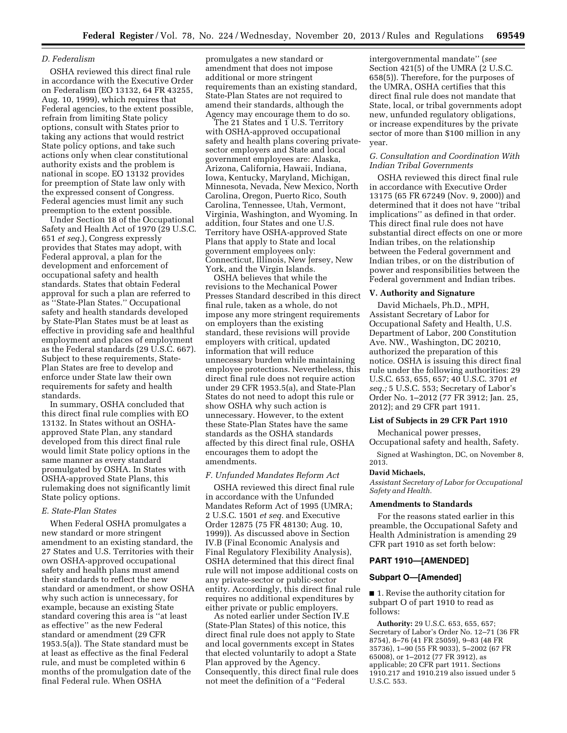### D. Federalism

OSHA reviewed this direct final rule in accordance with the Executive Order on Federalism (EO 13132, 64 FR 43255, Aug. 10, 1999), which requires that Federal agencies, to the extent possible, refrain from limiting State policy options, consult with States prior to taking any actions that would restrict State policy options, and take such actions only when clear constitutional authority exists and the problem is national in scope. EO 13132 provides for preemption of State law only with the expressed consent of Congress. Federal agencies must limit any such preemption to the extent possible.

Under Section 18 of the Occupational Safety and Health Act of 1970 (29 U.S.C. 651 *et seq.*), Congress expressly provides that States may adopt, with Federal approval, a plan for the development and enforcement of occupational safety and health standards. States that obtain Federal approval for such a plan are referred to as ''State-Plan States.'' Occupational safety and health standards developed by State-Plan States must be at least as effective in providing safe and healthful employment and places of employment as the Federal standards (29 U.S.C. 667). Subject to these requirements, State-Plan States are free to develop and enforce under State law their own requirements for safety and health standards.

In summary, OSHA concluded that this direct final rule complies with EO 13132. In States without an OSHA-approved State Plan, any standard developed from this direct final rule would limit State policy options in the same manner as every standard promulgated by OSHA. In States with OSHA-approved State Plans, this rulemaking does not significantly limit State policy options.

### E. State-Plan States

When Federal OSHA promulgates a new standard or more stringent amendment to an existing standard, the 27 States and U.S. Territories with their own OSHA-approved occupational safety and health plans must amend their standards to reflect the new standard or amendment, or show OSHA why such action is unnecessary, for example, because an existing State standard covering this area is ''at least as effective'' as the new Federal standard or amendment (29 CFR 1953.5(a)). The State standard must be at least as effective as the final Federal rule, and must be completed within 6 months of the promulgation date of the final Federal rule. When OSHA promulgates a new standard or amendment that does not impose additional or more stringent requirements than an existing standard, State-Plan States are not required to amend their standards, although the Agency may encourage them to do so.

The 21 States and 1 U.S. Territory with OSHA-approved occupational safety and health plans covering private-sector employers and State and local government employees are: Alaska, Arizona, California, Hawaii, Indiana, Iowa, Kentucky, Maryland, Michigan, Minnesota, Nevada, New Mexico, North Carolina, Oregon, Puerto Rico, South Carolina, Tennessee, Utah, Vermont, Virginia, Washington, and Wyoming. In addition, four States and one U.S. Territory have OSHA-approved State Plans that apply to State and local government employees only: Connecticut, Illinois, New Jersey, New York, and the Virgin Islands.

OSHA believes that while the revisions to the Mechanical Power Presses Standard described in this direct final rule, taken as a whole, do not impose any more stringent requirements on employers than the existing standard, these revisions will provide employers with critical, updated information that will reduce unnecessary burden while maintaining employee protections. Nevertheless, this direct final rule does not require action under 29 CFR 1953.5(a), and State-Plan States do not need to adopt this rule or show OSHA why such action is unnecessary. However, to the extent these State-Plan States have the same standards as the OSHA standards affected by this direct final rule, OSHA encourages them to adopt the amendments.

### F. Unfunded Mandates Reform Act

OSHA reviewed this direct final rule in accordance with the Unfunded Mandates Reform Act of 1995 (UMRA; 2 U.S.C. 1501 *et seq.* and Executive Order 12875 (75 FR 48130; Aug. 10, 1999)). As discussed above in Section IV.B (Final Economic Analysis and Final Regulatory Flexibility Analysis), OSHA determined that this direct final rule will not impose additional costs on any private-sector or public-sector entity. Accordingly, this direct final rule requires no additional expenditures by either private or public employers.

As noted earlier under Section IV.E (State-Plan States) of this notice, this direct final rule does not apply to State and local governments except in States that elected voluntarily to adopt a State Plan approved by the Agency. Consequently, this direct final rule does not meet the definition of a ''Federal intergovernmental mandate'' (*see* Section 421(5) of the UMRA (2 U.S.C. 658(5)). Therefore, for the purposes of the UMRA, OSHA certifies that this direct final rule does not mandate that State, local, or tribal governments adopt new, unfunded regulatory obligations, or increase expenditures by the private sector of more than $100 million in any year.

### G. Consultation and Coordination With Indian Tribal Governments

OSHA reviewed this direct final rule in accordance with Executive Order 13175 (65 FR 67249 (Nov. 9, 2000)) and determined that it does not have ''tribal implications'' as defined in that order. This direct final rule does not have substantial direct effects on one or more Indian tribes, on the relationship between the Federal government and Indian tribes, or on the distribution of power and responsibilities between the Federal government and Indian tribes.

## V. Authority and Signature

David Michaels, Ph.D., MPH, Assistant Secretary of Labor for Occupational Safety and Health, U.S. Department of Labor, 200 Constitution Ave. NW., Washington, DC 20210, authorized the preparation of this notice. OSHA is issuing this direct final rule under the following authorities: 29 U.S.C. 653, 655, 657; 40 U.S.C. 3701 *et seq.;* 5 U.S.C. 553; Secretary of Labor's Order No. 1–2012 (77 FR 3912; Jan. 25, 2012); and 29 CFR part 1911.

### List of Subjects in 29 CFR Part 1910

Mechanical power presses, Occupational safety and health, Safety.

Signed at Washington, DC, on November 8, 2013.

**David Michaels,**

*Assistant Secretary of Labor for Occupational Safety and Health.*

### Amendments to Standards

For the reasons stated earlier in this preamble, the Occupational Safety and Health Administration is amending 29 CFR part 1910 as set forth below:

## PART 1910—[AMENDED]

### Subpart O—[Amended]

■ 1. Revise the authority citation for subpart O of part 1910 to read as follows:

**Authority:** 29 U.S.C. 653, 655, 657; Secretary of Labor's Order No. 12–71 (36 FR 8754), 8–76 (41 FR 25059), 9–83 (48 FR 35736), 1–90 (55 FR 9033), 5–2002 (67 FR 65008), or 1–2012 (77 FR 3912), as applicable; 20 CFR part 1911. Sections 1910.217 and 1910.219 also issued under 5 U.S.C. 553.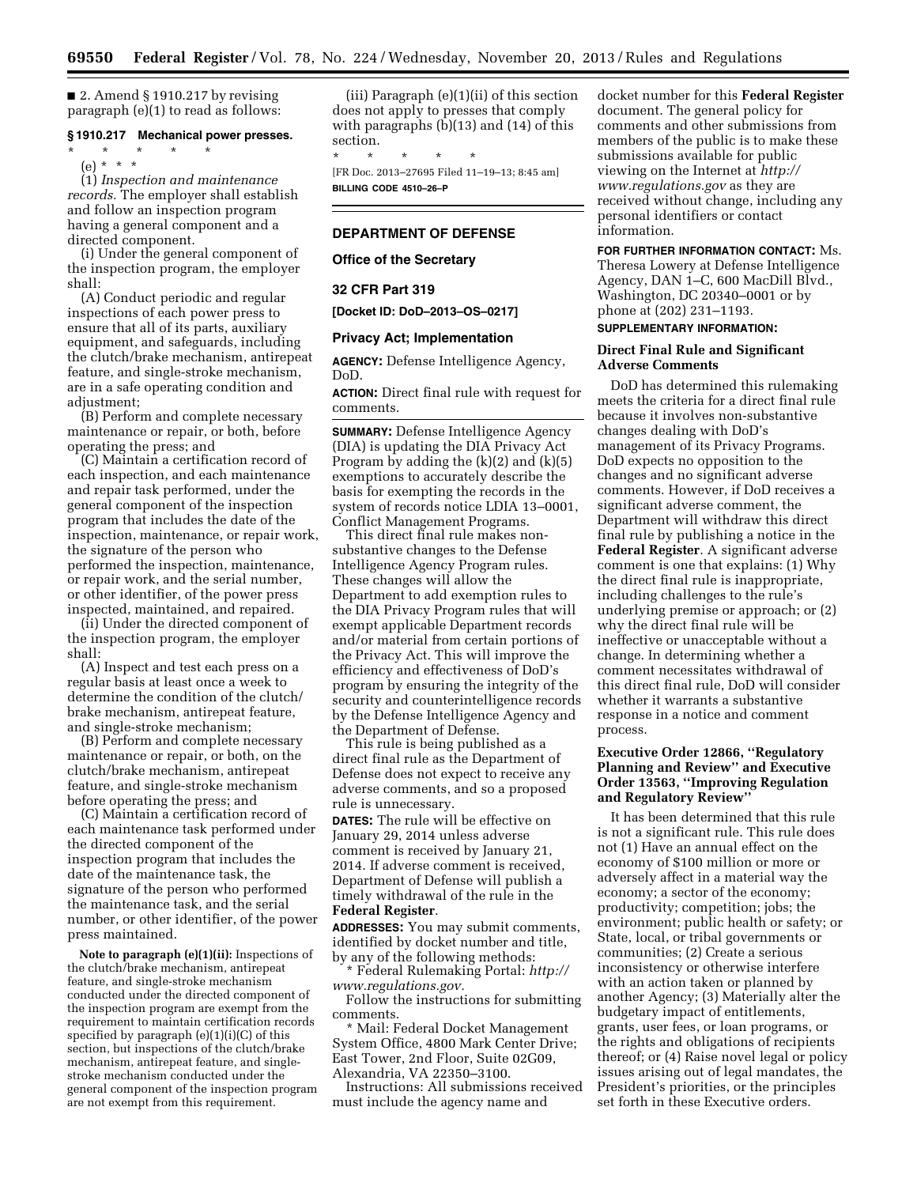■ 2. Amend § 1910.217 by revising paragraph (e)(1) to read as follows:

**§ 1910.217 Mechanical power presses.**

\* \* \* \* \*

(e) \* \* \*

(1) *Inspection and maintenance records.* The employer shall establish and follow an inspection program having a general component and a directed component.

(i) Under the general component of the inspection program, the employer shall:

(A) Conduct periodic and regular inspections of each power press to ensure that all of its parts, auxiliary equipment, and safeguards, including the clutch/brake mechanism, antirepeat feature, and single-stroke mechanism, are in a safe operating condition and adjustment;

(B) Perform and complete necessary maintenance or repair, or both, before operating the press; and

(C) Maintain a certification record of each inspection, and each maintenance and repair task performed, under the general component of the inspection program that includes the date of the inspection, maintenance, or repair work, the signature of the person who performed the inspection, maintenance, or repair work, and the serial number, or other identifier, of the power press inspected, maintained, and repaired.

(ii) Under the directed component of the inspection program, the employer shall:

(A) Inspect and test each press on a regular basis at least once a week to determine the condition of the clutch/brake mechanism, antirepeat feature, and single-stroke mechanism;

(B) Perform and complete necessary maintenance or repair, or both, on the clutch/brake mechanism, antirepeat feature, and single-stroke mechanism before operating the press; and

(C) Maintain a certification record of each maintenance task performed under the directed component of the inspection program that includes the date of the maintenance task, the signature of the person who performed the maintenance task, and the serial number, or other identifier, of the power press maintained.

**Note to paragraph (e)(1)(ii):** Inspections of the clutch/brake mechanism, antirepeat feature, and single-stroke mechanism conducted under the directed component of the inspection program are exempt from the requirement to maintain certification records specified by paragraph (e)(1)(i)(C) of this section, but inspections of the clutch/brake mechanism, antirepeat feature, and single-stroke mechanism conducted under the general component of the inspection program are not exempt from this requirement.

(iii) Paragraph (e)(1)(ii) of this section does not apply to presses that comply with paragraphs (b)(13) and (14) of this section.

\* \* \* \* \*

[FR Doc. 2013–27695 Filed 11–19–13; 8:45 am]

**BILLING CODE 4510–26–P**

---

## DEPARTMENT OF DEFENSE

### Office of the Secretary

### 32 CFR Part 319

**[Docket ID: DoD–2013–OS–0217]**

### Privacy Act; Implementation

**AGENCY:** Defense Intelligence Agency, DoD.

**ACTION:** Direct final rule with request for comments.

**SUMMARY:** Defense Intelligence Agency (DIA) is updating the DIA Privacy Act Program by adding the (k)(2) and (k)(5) exemptions to accurately describe the basis for exempting the records in the system of records notice LDIA 13–0001, Conflict Management Programs.

This direct final rule makes non-substantive changes to the Defense Intelligence Agency Program rules. These changes will allow the Department to add exemption rules to the DIA Privacy Program rules that will exempt applicable Department records and/or material from certain portions of the Privacy Act. This will improve the efficiency and effectiveness of DoD's program by ensuring the integrity of the security and counterintelligence records by the Defense Intelligence Agency and the Department of Defense.

This rule is being published as a direct final rule as the Department of Defense does not expect to receive any adverse comments, and so a proposed rule is unnecessary.

**DATES:** The rule will be effective on January 29, 2014 unless adverse comment is received by January 21, 2014. If adverse comment is received, Department of Defense will publish a timely withdrawal of the rule in the **Federal Register**.

**ADDRESSES:** You may submit comments, identified by docket number and title, by any of the following methods:

\* Federal Rulemaking Portal: *http://www.regulations.gov.*

Follow the instructions for submitting comments.

\* Mail: Federal Docket Management System Office, 4800 Mark Center Drive; East Tower, 2nd Floor, Suite 02G09, Alexandria, VA 22350–3100.

Instructions: All submissions received must include the agency name and docket number for this **Federal Register** document. The general policy for comments and other submissions from members of the public is to make these submissions available for public viewing on the Internet at *http://www.regulations.gov* as they are received without change, including any personal identifiers or contact information.

**FOR FURTHER INFORMATION CONTACT:** Ms. Theresa Lowery at Defense Intelligence Agency, DAN 1–C, 600 MacDill Blvd., Washington, DC 20340–0001 or by phone at (202) 231–1193.

**SUPPLEMENTARY INFORMATION:**

#### Direct Final Rule and Significant Adverse Comments

DoD has determined this rulemaking meets the criteria for a direct final rule because it involves non-substantive changes dealing with DoD's management of its Privacy Programs. DoD expects no opposition to the changes and no significant adverse comments. However, if DoD receives a significant adverse comment, the Department will withdraw this direct final rule by publishing a notice in the **Federal Register**. A significant adverse comment is one that explains: (1) Why the direct final rule is inappropriate, including challenges to the rule's underlying premise or approach; or (2) why the direct final rule will be ineffective or unacceptable without a change. In determining whether a comment necessitates withdrawal of this direct final rule, DoD will consider whether it warrants a substantive response in a notice and comment process.

#### Executive Order 12866, ''Regulatory Planning and Review'' and Executive Order 13563, ''Improving Regulation and Regulatory Review''

It has been determined that this rule is not a significant rule. This rule does not (1) Have an annual effect on the economy of $100 million or more or adversely affect in a material way the economy; a sector of the economy; productivity; competition; jobs; the environment; public health or safety; or State, local, or tribal governments or communities; (2) Create a serious inconsistency or otherwise interfere with an action taken or planned by another Agency; (3) Materially alter the budgetary impact of entitlements, grants, user fees, or loan programs, or the rights and obligations of recipients thereof; or (4) Raise novel legal or policy issues arising out of legal mandates, the President's priorities, or the principles set forth in these Executive orders.